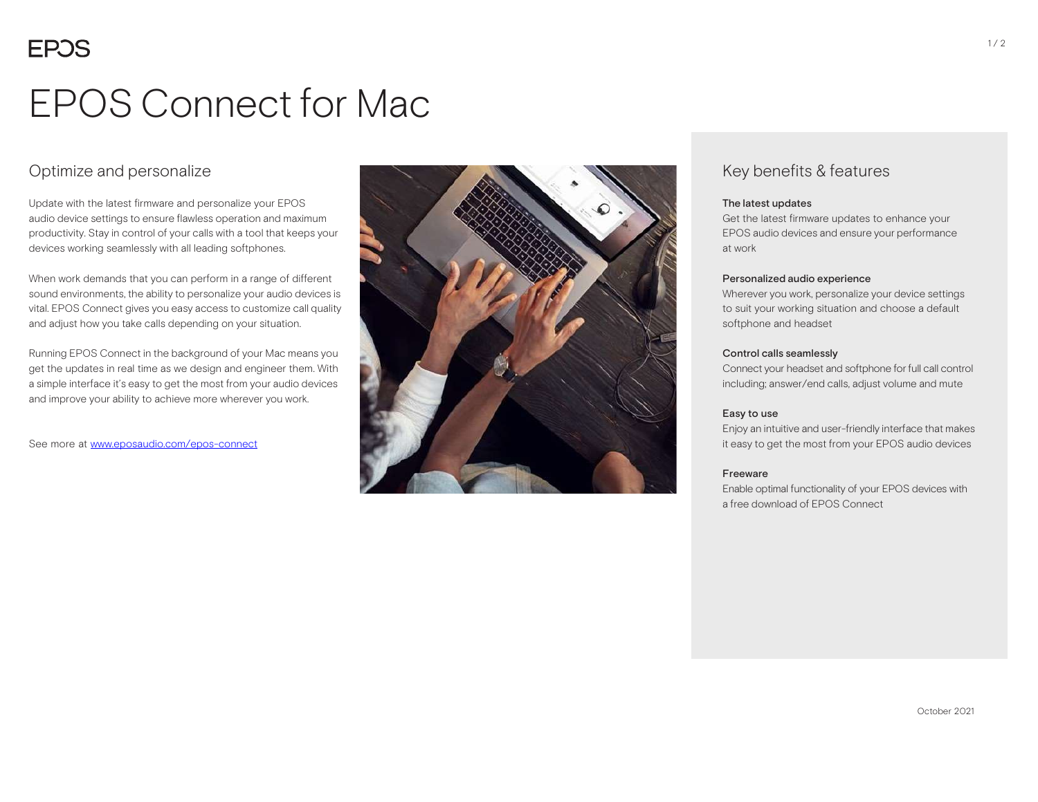# EPOS Connect for Mac

## Optimize and personalize

Update with the latest firmware and personalize your EPOS audio device settings to ensure flawless operation and maximum productivity. Stay in control of your calls with a tool that keeps your devices working seamlessly with all leading softphones.

When work demands that you can perform in a range of different sound environments, the ability to personalize your audio devices is vital. EPOS Connect gives you easy access to customize call quality and adjust how you take calls depending on your situation.

Running EPOS Connect in the background of your Mac means you get the updates in real time as we design and engineer them. With a simple interface it's easy to get the most from your audio devices and improve your ability to achieve more wherever you work.

See more at [www.eposaudio.com/epos-connect](www.eposaudio.com/epos-connect)

## Key benefits & features

**The latest updates**
Get the latest firmware updates to enhance your EPOS audio devices and ensure your performance at work

**Personalized audio experience**
Wherever you work, personalize your device settings to suit your working situation and choose a default softphone and headset

**Control calls seamlessly**
Connect your headset and softphone for full call control including; answer/end calls, adjust volume and mute

**Easy to use**
Enjoy an intuitive and user-friendly interface that makes it easy to get the most from your EPOS audio devices

**Freeware**
Enable optimal functionality of your EPOS devices with a free download of EPOS Connect

October 2021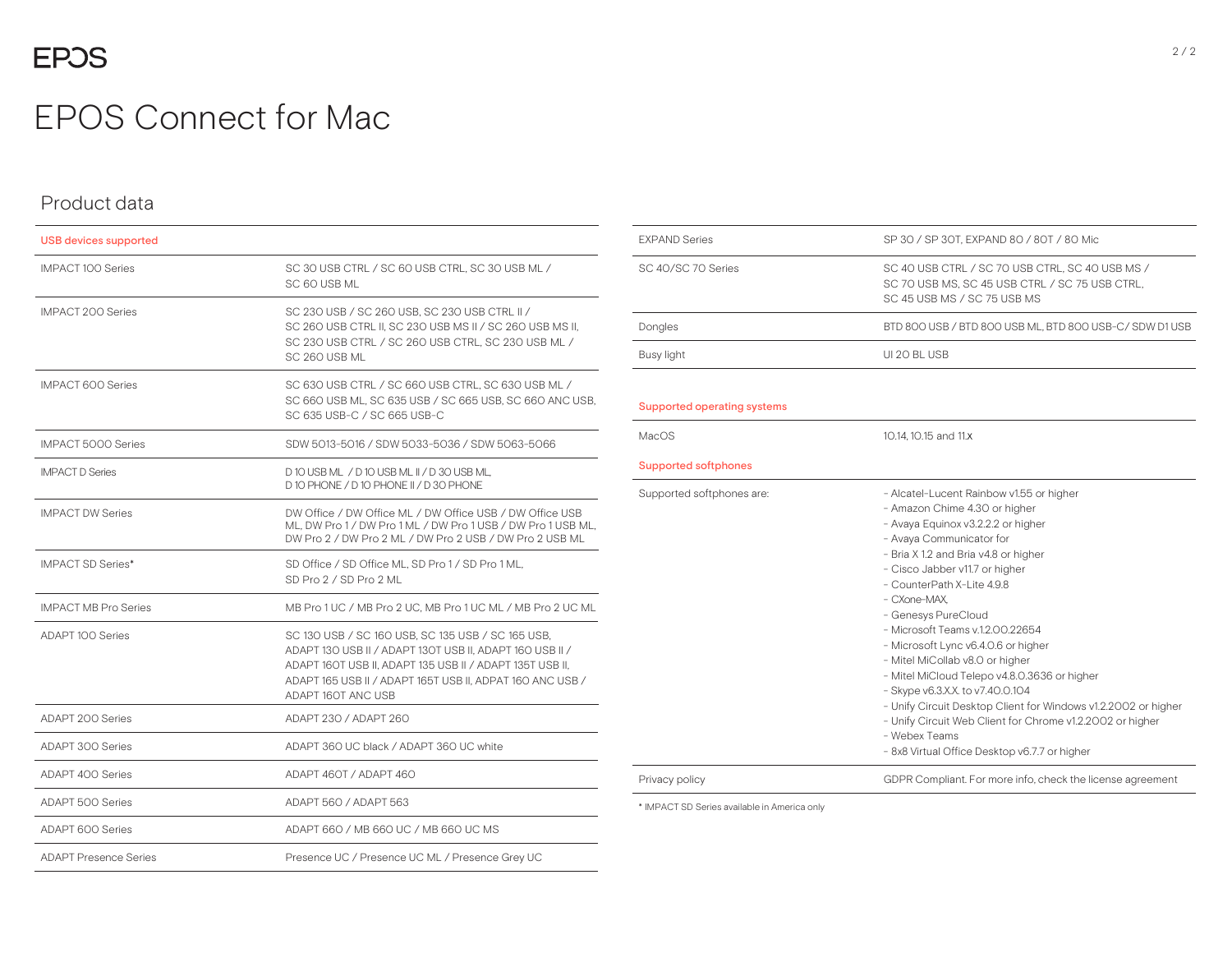EPOS

# EPOS Connect for Mac

## Product data

| USB devices supported | |
|---|---|
| IMPACT 100 Series | SC 30 USB CTRL / SC 60 USB CTRL, SC 30 USB ML / SC 60 USB ML |
| IMPACT 200 Series | SC 230 USB / SC 260 USB, SC 230 USB CTRL II / SC 260 USB CTRL II, SC 230 USB MS II / SC 260 USB MS II, SC 230 USB CTRL / SC 260 USB CTRL, SC 230 USB ML / SC 260 USB ML |
| IMPACT 600 Series | SC 630 USB CTRL / SC 660 USB CTRL, SC 630 USB ML / SC 660 USB ML, SC 635 USB / SC 665 USB, SC 660 ANC USB, SC 635 USB-C / SC 665 USB-C |
| IMPACT 5000 Series | SDW 5013-5016 / SDW 5033-5036 / SDW 5063-5066 |
| IMPACT D Series | D 10 USB ML / D 10 USB ML II / D 30 USB ML, D 10 PHONE / D 10 PHONE II / D 30 PHONE |
| IMPACT DW Series | DW Office / DW Office ML / DW Office USB / DW Office USB ML, DW Pro 1 / DW Pro 1 ML / DW Pro 1 USB / DW Pro 1 USB ML, DW Pro 2 / DW Pro 2 ML / DW Pro 2 USB / DW Pro 2 USB ML |
| IMPACT SD Series* | SD Office / SD Office ML, SD Pro 1 / SD Pro 1 ML, SD Pro 2 / SD Pro 2 ML |
| IMPACT MB Pro Series | MB Pro 1 UC / MB Pro 2 UC, MB Pro 1 UC ML / MB Pro 2 UC ML |
| ADAPT 100 Series | SC 130 USB / SC 160 USB, SC 135 USB / SC 165 USB, ADAPT 130 USB II / ADAPT 130T USB II, ADAPT 160 USB II / ADAPT 160T USB II, ADAPT 135 USB II / ADAPT 135T USB II, ADAPT 165 USB II / ADAPT 165T USB II, ADPAT 160 ANC USB / ADAPT 160T ANC USB |
| ADAPT 200 Series | ADAPT 230 / ADAPT 260 |
| ADAPT 300 Series | ADAPT 360 UC black / ADAPT 360 UC white |
| ADAPT 400 Series | ADAPT 460T / ADAPT 460 |
| ADAPT 500 Series | ADAPT 560 / ADAPT 563 |
| ADAPT 600 Series | ADAPT 660 / MB 660 UC / MB 660 UC MS |
| ADAPT Presence Series | Presence UC / Presence UC ML / Presence Grey UC |
| EXPAND Series | SP 30 / SP 30T, EXPAND 80 / 80T / 80 Mic |
| SC 40/SC 70 Series | SC 40 USB CTRL / SC 70 USB CTRL, SC 40 USB MS / SC 70 USB MS, SC 45 USB CTRL / SC 75 USB CTRL, SC 45 USB MS / SC 75 USB MS |
| Dongles | BTD 800 USB / BTD 800 USB ML, BTD 800 USB-C/ SDW D1 USB |
| Busy light | UI 20 BL USB |

| Supported operating systems | |
|---|---|
| MacOS | 10.14, 10.15 and 11.x |

| Supported softphones | |
|---|---|
| Supported softphones are: | - Alcatel-Lucent Rainbow v1.55 or higher<br>- Amazon Chime 4.30 or higher<br>- Avaya Equinox v3.2.2.2 or higher<br>- Avaya Communicator for<br>- Bria X 1.2 and Bria v4.8 or higher<br>- Cisco Jabber v11.7 or higher<br>- CounterPath X-Lite 4.9.8<br>- CXone-MAX,<br>- Genesys PureCloud<br>- Microsoft Teams v.1.2.00.22654<br>- Microsoft Lync v6.4.0.6 or higher<br>- Mitel MiCollab v8.0 or higher<br>- Mitel MiCloud Telepo v4.8.0.3636 or higher<br>- Skype v6.3.X.X. to v7.40.0.104<br>- Unify Circuit Desktop Client for Windows v1.2.2002 or higher<br>- Unify Circuit Web Client for Chrome v1.2.2002 or higher<br>- Webex Teams<br>- 8x8 Virtual Office Desktop v6.7.7 or higher |
| Privacy policy | GDPR Compliant. For more info, check the license agreement |

* IMPACT SD Series available in America only